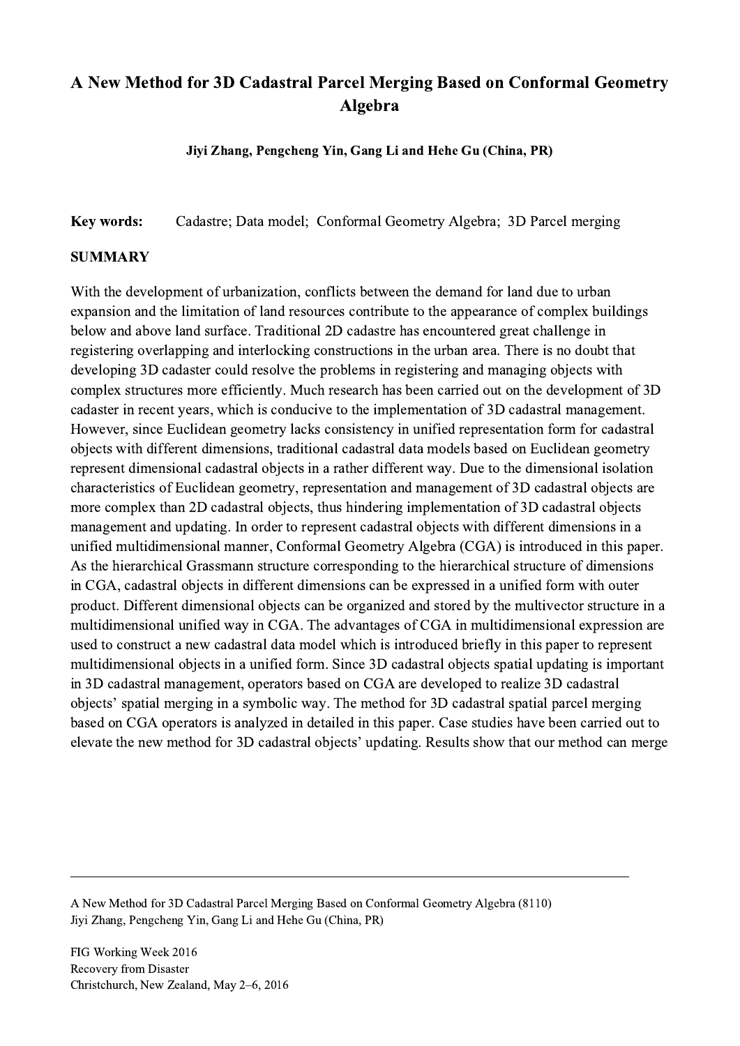# A New Method for 3D Cadastral Parcel Merging Based on Conformal Geometry Algebra

**Jiyi Zhang, Pengcheng Yin, Gang Li and Hehe Gu (China, PR)**

**Key words:** Cadastre; Data model; Conformal Geometry Algebra; 3D Parcel merging

## SUMMARY

With the development of urbanization, conflicts between the demand for land due to urban expansion and the limitation of land resources contribute to the appearance of complex buildings below and above land surface. Traditional 2D cadastre has encountered great challenge in registering overlapping and interlocking constructions in the urban area. There is no doubt that developing 3D cadaster could resolve the problems in registering and managing objects with complex structures more efficiently. Much research has been carried out on the development of 3D cadaster in recent years, which is conducive to the implementation of 3D cadastral management. However, since Euclidean geometry lacks consistency in unified representation form for cadastral objects with different dimensions, traditional cadastral data models based on Euclidean geometry represent dimensional cadastral objects in a rather different way. Due to the dimensional isolation characteristics of Euclidean geometry, representation and management of 3D cadastral objects are more complex than 2D cadastral objects, thus hindering implementation of 3D cadastral objects management and updating. In order to represent cadastral objects with different dimensions in a unified multidimensional manner, Conformal Geometry Algebra (CGA) is introduced in this paper. As the hierarchical Grassmann structure corresponding to the hierarchical structure of dimensions in CGA, cadastral objects in different dimensions can be expressed in a unified form with outer product. Different dimensional objects can be organized and stored by the multivector structure in a multidimensional unified way in CGA. The advantages of CGA in multidimensional expression are used to construct a new cadastral data model which is introduced briefly in this paper to represent multidimensional objects in a unified form. Since 3D cadastral objects spatial updating is important in 3D cadastral management, operators based on CGA are developed to realize 3D cadastral objects' spatial merging in a symbolic way. The method for 3D cadastral spatial parcel merging based on CGA operators is analyzed in detailed in this paper. Case studies have been carried out to elevate the new method for 3D cadastral objects' updating. Results show that our method can merge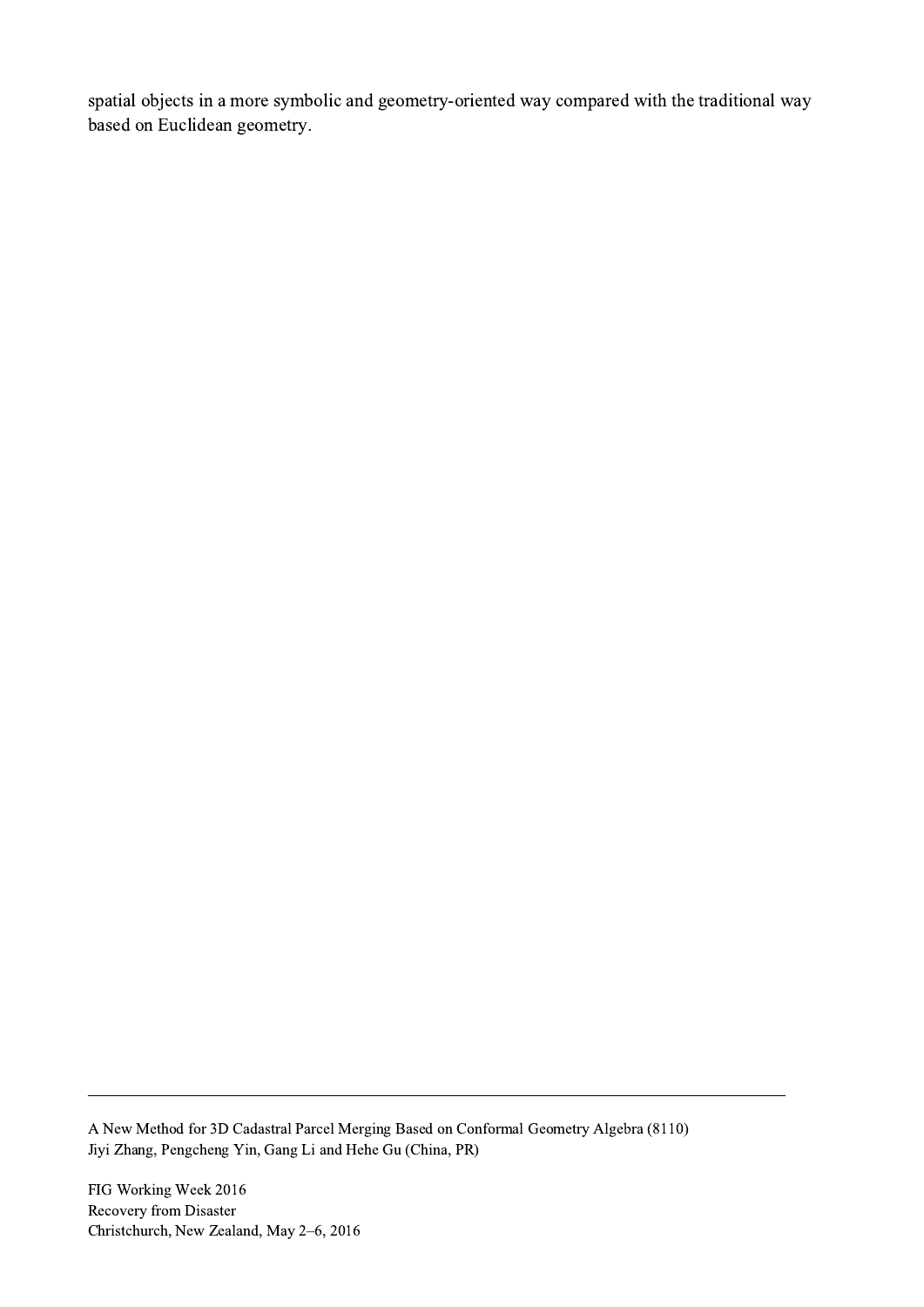spatial objects in a more symbolic and geometry-oriented way compared with the traditional way based on Euclidean geometry.